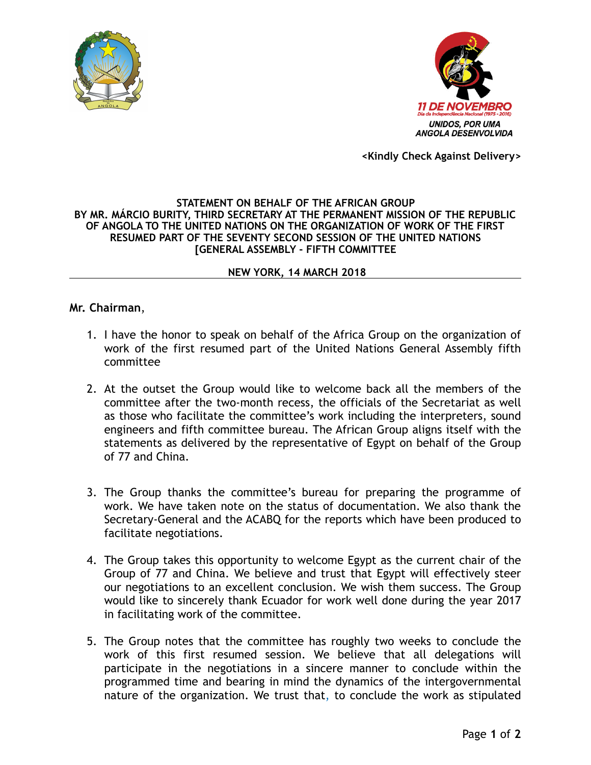11 DE NOVEMBRO
Dia da Independência Nacional (1975 - 2016)
UNIDOS, POR UMA ANGOLA DESENVOLVIDA

**<Kindly Check Against Delivery>**

**STATEMENT ON BEHALF OF THE AFRICAN GROUP BY MR. MÁRCIO BURITY, THIRD SECRETARY AT THE PERMANENT MISSION OF THE REPUBLIC OF ANGOLA TO THE UNITED NATIONS ON THE ORGANIZATION OF WORK OF THE FIRST RESUMED PART OF THE SEVENTY SECOND SESSION OF THE UNITED NATIONS [GENERAL ASSEMBLY - FIFTH COMMITTEE**

**NEW YORK, 14 MARCH 2018**

---

**Mr. Chairman**,

1. I have the honor to speak on behalf of the Africa Group on the organization of work of the first resumed part of the United Nations General Assembly fifth committee

2. At the outset the Group would like to welcome back all the members of the committee after the two-month recess, the officials of the Secretariat as well as those who facilitate the committee's work including the interpreters, sound engineers and fifth committee bureau. The African Group aligns itself with the statements as delivered by the representative of Egypt on behalf of the Group of 77 and China.

3. The Group thanks the committee's bureau for preparing the programme of work. We have taken note on the status of documentation. We also thank the Secretary-General and the ACABQ for the reports which have been produced to facilitate negotiations.

4. The Group takes this opportunity to welcome Egypt as the current chair of the Group of 77 and China. We believe and trust that Egypt will effectively steer our negotiations to an excellent conclusion. We wish them success. The Group would like to sincerely thank Ecuador for work well done during the year 2017 in facilitating work of the committee.

5. The Group notes that the committee has roughly two weeks to conclude the work of this first resumed session. We believe that all delegations will participate in the negotiations in a sincere manner to conclude within the programmed time and bearing in mind the dynamics of the intergovernmental nature of the organization. We trust that, to conclude the work as stipulated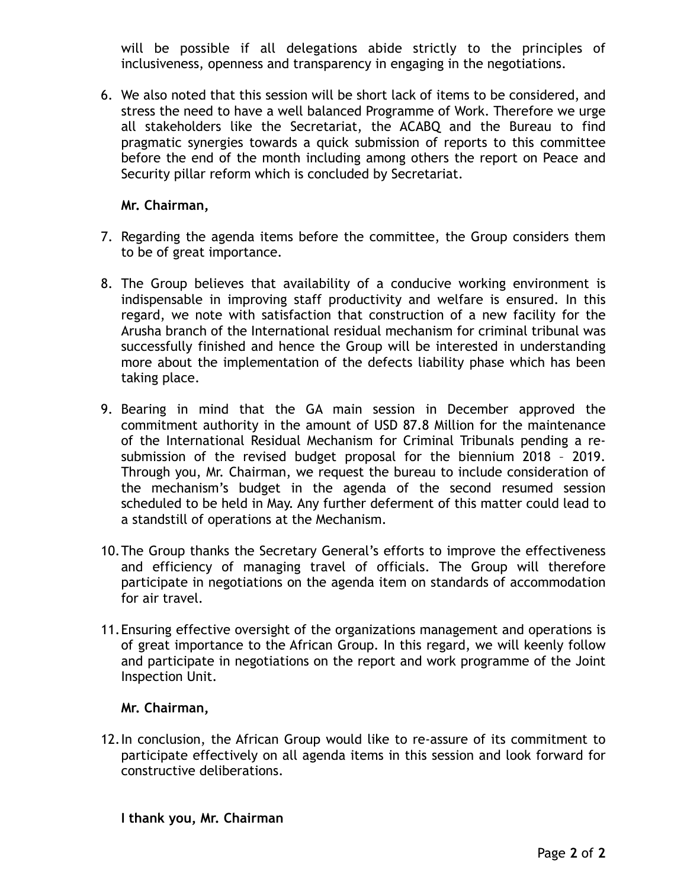will be possible if all delegations abide strictly to the principles of inclusiveness, openness and transparency in engaging in the negotiations.

6. We also noted that this session will be short lack of items to be considered, and stress the need to have a well balanced Programme of Work. Therefore we urge all stakeholders like the Secretariat, the ACABQ and the Bureau to find pragmatic synergies towards a quick submission of reports to this committee before the end of the month including among others the report on Peace and Security pillar reform which is concluded by Secretariat.

**Mr. Chairman,**

7. Regarding the agenda items before the committee, the Group considers them to be of great importance.

8. The Group believes that availability of a conducive working environment is indispensable in improving staff productivity and welfare is ensured. In this regard, we note with satisfaction that construction of a new facility for the Arusha branch of the International residual mechanism for criminal tribunal was successfully finished and hence the Group will be interested in understanding more about the implementation of the defects liability phase which has been taking place.

9. Bearing in mind that the GA main session in December approved the commitment authority in the amount of USD 87.8 Million for the maintenance of the International Residual Mechanism for Criminal Tribunals pending a re-submission of the revised budget proposal for the biennium 2018 – 2019. Through you, Mr. Chairman, we request the bureau to include consideration of the mechanism's budget in the agenda of the second resumed session scheduled to be held in May. Any further deferment of this matter could lead to a standstill of operations at the Mechanism.

10. The Group thanks the Secretary General's efforts to improve the effectiveness and efficiency of managing travel of officials. The Group will therefore participate in negotiations on the agenda item on standards of accommodation for air travel.

11. Ensuring effective oversight of the organizations management and operations is of great importance to the African Group. In this regard, we will keenly follow and participate in negotiations on the report and work programme of the Joint Inspection Unit.

**Mr. Chairman,**

12. In conclusion, the African Group would like to re-assure of its commitment to participate effectively on all agenda items in this session and look forward for constructive deliberations.

**I thank you, Mr. Chairman**